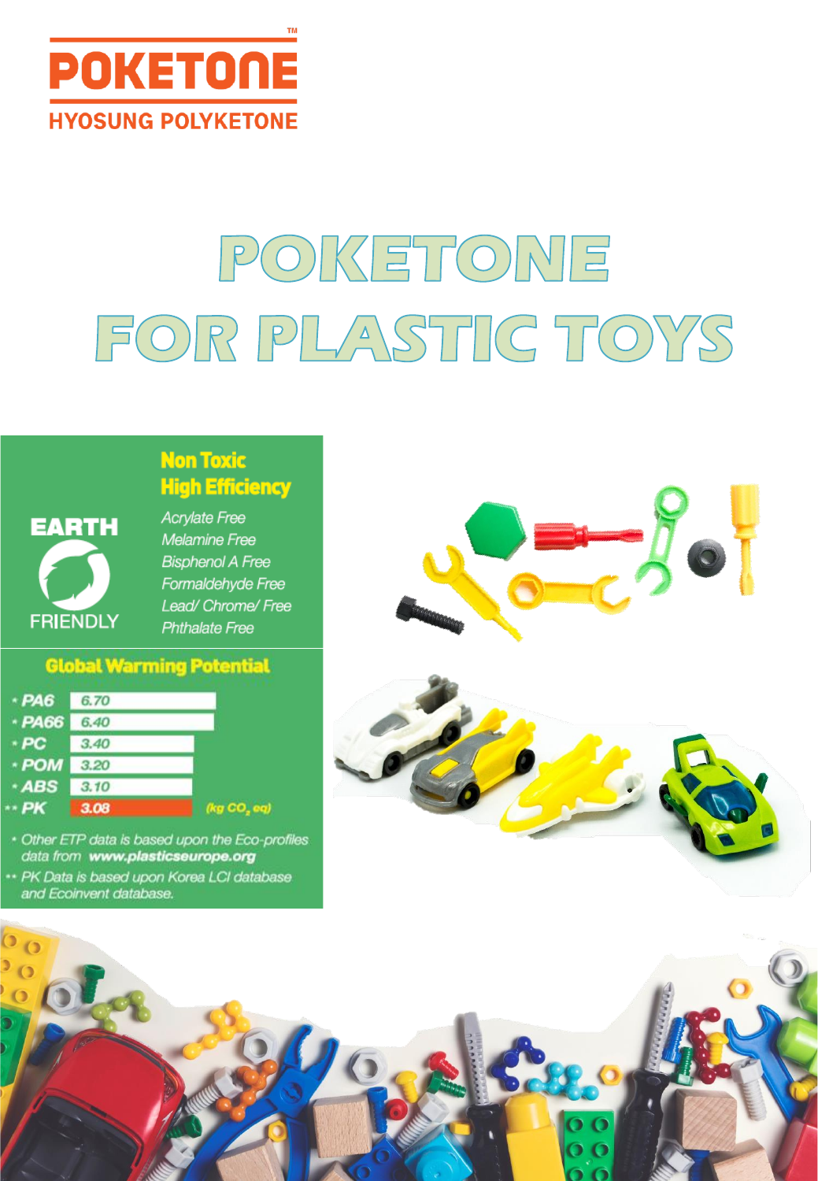POKETONE™

HYOSUNG POLYKETONE

# POKETONE FOR PLASTIC TOYS

EARTH FRIENDLY

## Non Toxic High Efficiency

- *Acrylate Free*
- *Melamine Free*
- *Bisphenol A Free*
- *Formaldehyde Free*
- *Lead/ Chrome/ Free*
- *Phthalate Free*

## Global Warming Potential

| Material | Value |
|---|---|
| * PA6 | 6.70 |
| * PA66 | 6.40 |
| * PC | 3.40 |
| * POM | 3.20 |
| * ABS | 3.10 |
| ** PK | 3.08 |

(kg $CO_2$ eq)

* *Other ETP data is based upon the Eco-profiles data from* ***www.plasticseurope.org***

** *PK Data is based upon Korea LCI database and Ecoinvent database.*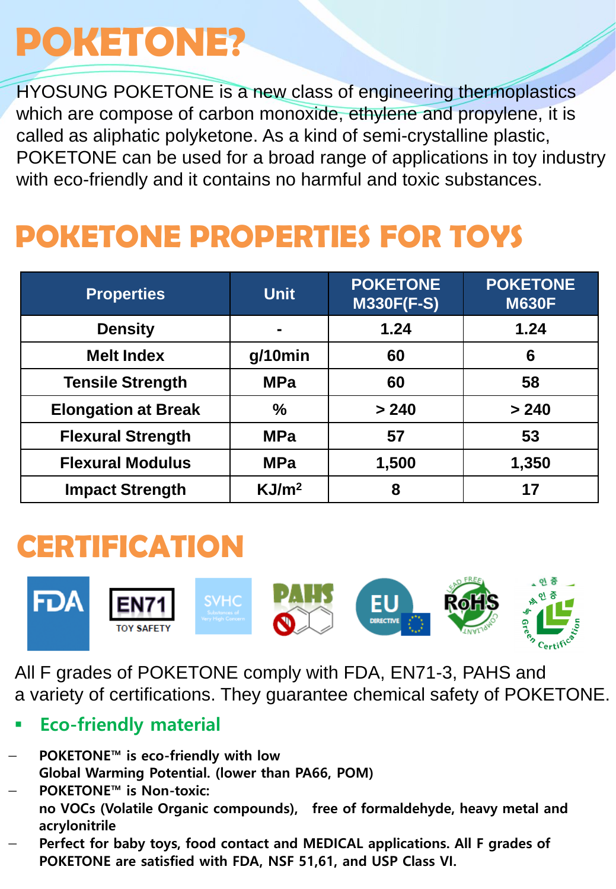# POKETONE?

HYOSUNG POKETONE is a new class of engineering thermoplastics which are compose of carbon monoxide, ethylene and propylene, it is called as aliphatic polyketone. As a kind of semi-crystalline plastic, POKETONE can be used for a broad range of applications in toy industry with eco-friendly and it contains no harmful and toxic substances.

# POKETONE PROPERTIES FOR TOYS

| Properties | Unit | POKETONE M330F(F-S) | POKETONE M630F |
|---|---|---|---|
| Density | - | 1.24 | 1.24 |
| Melt Index | g/10min | 60 | 6 |
| Tensile Strength | MPa | 60 | 58 |
| Elongation at Break | % | > 240 | > 240 |
| Flexural Strength | MPa | 57 | 53 |
| Flexural Modulus | MPa | 1,500 | 1,350 |
| Impact Strength | $KJ/m^2$ | 8 | 17 |

# CERTIFICATION

All F grades of POKETONE comply with FDA, EN71-3, PAHS and a variety of certifications. They guarantee chemical safety of POKETONE.

- **Eco-friendly material**

- **POKETONE™ is eco-friendly with low Global Warming Potential. (lower than PA66, POM)**
- **POKETONE™ is Non-toxic: no VOCs (Volatile Organic compounds), free of formaldehyde, heavy metal and acrylonitrile**
- **Perfect for baby toys, food contact and MEDICAL applications. All F grades of POKETONE are satisfied with FDA, NSF 51,61, and USP Class VI.**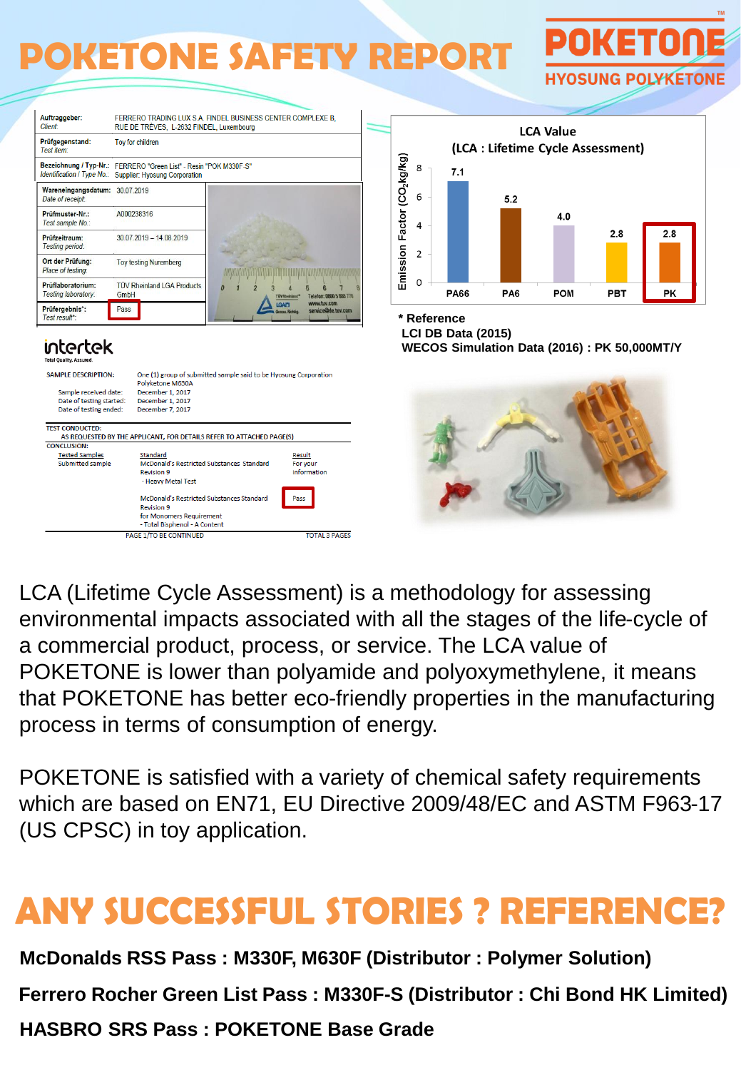# POKETONE SAFETY REPORT

**POKETONE**
**HYOSUNG POLYKETONE**

| Auftraggeber: *Client:* | FERRERO TRADING LUX S.A. FINDEL BUSINESS CENTER COMPLEXE B, RUE DE TRÈVES, L-2632 FINDEL, Luxembourg |
|---|---|
| Prüfgegenstand: *Test item:* | Toy for children |
| Bezeichnung / Typ-Nr.: *Identification / Type No.:* | FERRERO "Green List" - Resin "POK M330F-S" Supplier: Hyosung Corporation |
| Wareneingangsdatum: *Date of receipt:* | 30.07.2019 |
| Prüfmuster-Nr.: *Test sample No.:* | A000238316 |
| Prüfzeitraum: *Testing period:* | 30.07.2019 – 14.08.2019 |
| Ort der Prüfung: *Place of testing:* | Toy testing Nuremberg |
| Prüflaboratorium: *Testing laboratory:* | TÜV Rheinland LGA Products GmbH |
| Prüfergebnis*: *Test result*:* | Pass |

**intertek**
Total Quality. Assured.

SAMPLE DESCRIPTION: One (1) group of submitted sample said to be Hyosung Corporation Polyketone M630A

Sample received date: December 1, 2017
Date of testing started: December 1, 2017
Date of testing ended: December 7, 2017

TEST CONDUCTED:
AS REQUESTED BY THE APPLICANT, FOR DETAILS REFER TO ATTACHED PAGE(S)

CONCLUSION:

| Tested Samples | Standard | Result |
|---|---|---|
| Submitted sample | McDonald's Restricted Substances Standard Revision 9 - Heavy Metal Test | For your information |
| | McDonald's Restricted Substances Standard Revision 9 for Monomers Requirement - Total Bisphenol - A Content | Pass |

PAGE 1/TO BE CONTINUED — TOTAL 3 PAGES

**LCA Value**
**(LCA : Lifetime Cycle Assessment)**

| Material | Emission Factor ($CO_2$kg/kg) |
|---|---|
| PA66 | 7.1 |
| PA6 | 5.2 |
| POM | 4.0 |
| PBT | 2.8 |
| PK | 2.8 |

**\* Reference**
**LCI DB Data (2015)**
**WECOS Simulation Data (2016) : PK 50,000MT/Y**

LCA (Lifetime Cycle Assessment) is a methodology for assessing environmental impacts associated with all the stages of the life-cycle of a commercial product, process, or service. The LCA value of POKETONE is lower than polyamide and polyoxymethylene, it means that POKETONE has better eco-friendly properties in the manufacturing process in terms of consumption of energy.

POKETONE is satisfied with a variety of chemical safety requirements which are based on EN71, EU Directive 2009/48/EC and ASTM F963-17 (US CPSC) in toy application.

# ANY SUCCESSFUL STORIES ? REFERENCE?

**McDonalds RSS Pass : M330F, M630F (Distributor : Polymer Solution)**

**Ferrero Rocher Green List Pass : M330F-S (Distributor : Chi Bond HK Limited)**

**HASBRO SRS Pass : POKETONE Base Grade**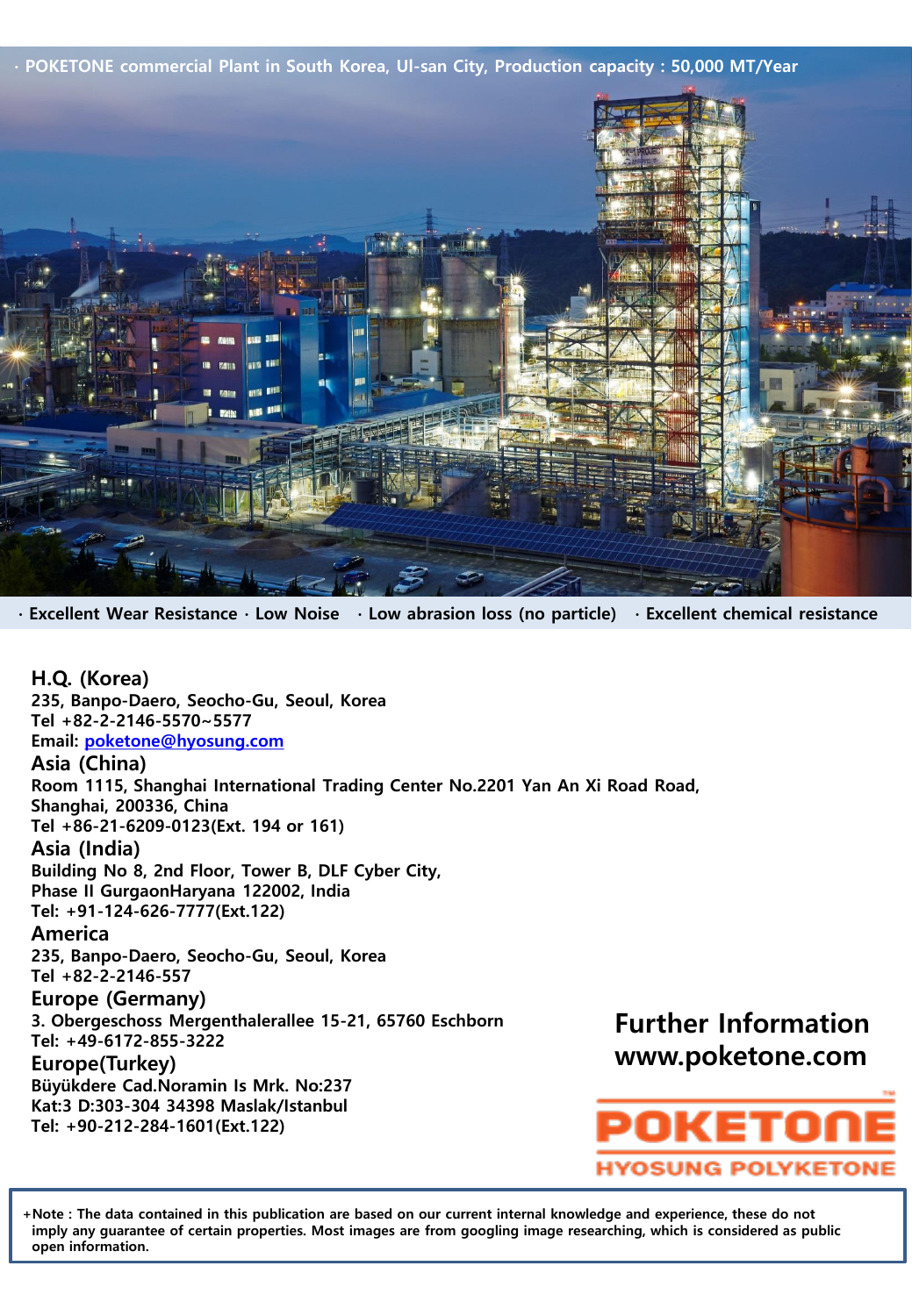· POKETONE commercial Plant in South Korea, Ul-san City, Production capacity : 50,000 MT/Year

· Excellent Wear Resistance · Low Noise · Low abrasion loss (no particle) · Excellent chemical resistance

## H.Q. (Korea)

**235, Banpo-Daero, Seocho-Gu, Seoul, Korea**
**Tel +82-2-2146-5570~5577**
**Email: poketone@hyosung.com**

## Asia (China)

**Room 1115, Shanghai International Trading Center No.2201 Yan An Xi Road Road, Shanghai, 200336, China**
**Tel +86-21-6209-0123(Ext. 194 or 161)**

## Asia (India)

**Building No 8, 2nd Floor, Tower B, DLF Cyber City, Phase II GurgaonHaryana 122002, India**
**Tel: +91-124-626-7777(Ext.122)**

## America

**235, Banpo-Daero, Seocho-Gu, Seoul, Korea**
**Tel +82-2-2146-557**

## Europe (Germany)

**3. Obergeschoss Mergenthalerallee 15-21, 65760 Eschborn**
**Tel: +49-6172-855-3222**

## Europe(Turkey)

**Büyükdere Cad.Noramin Is Mrk. No:237**
**Kat:3 D:303-304 34398 Maslak/Istanbul**
**Tel: +90-212-284-1601(Ext.122)**

## Further Information
## www.poketone.com

POKETONE™
HYOSUNG POLYKETONE

+Note : The data contained in this publication are based on our current internal knowledge and experience, these do not imply any guarantee of certain properties. Most images are from googling image researching, which is considered as public open information.